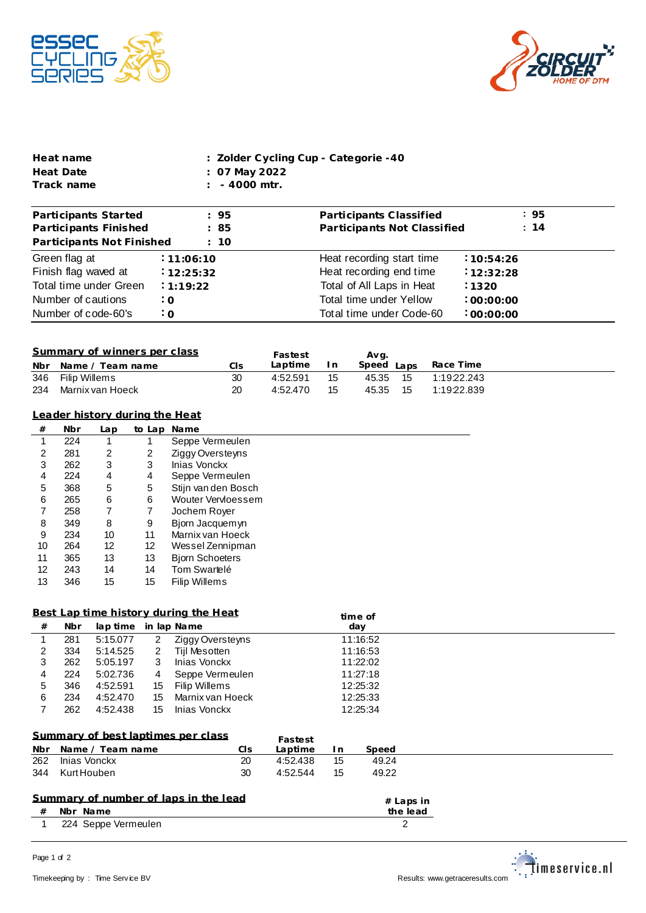| | | |
|---|---|---|
| **Heat name** | : | **Zolder Cycling Cup - Categorie -40** |
| **Heat Date** | : | **07 May 2022** |
| **Track name** | : | **- 4000 mtr.** |

| | | | |
|---|---|---|---|
| **Participants Started** | **: 95** | **Participants Classified** | **: 95** |
| **Participants Finished** | **: 85** | **Participants Not Classified** | **: 14** |
| **Participants Not Finished** | **: 10** | | |
| Green flag at | **: 11:06:10** | Heat recording start time | **: 10:54:26** |
| Finish flag waved at | **: 12:25:32** | Heat recording end time | **: 12:32:28** |
| Total time under Green | **: 1:19:22** | Total of All Laps in Heat | **: 1320** |
| Number of cautions | **: 0** | Total time under Yellow | **: 00:00:00** |
| Number of code-60's | **: 0** | Total time under Code-60 | **: 00:00:00** |

## Summary of winners per class

| Nbr | Name / Team name | Cls | Fastest Laptime | In | Avg. Speed | Laps | Race Time |
|---|---|---|---|---|---|---|---|
| 346 | Filip Willems | 30 | 4:52.591 | 15 | 45.35 | 15 | 1:19:22.243 |
| 234 | Marnix van Hoeck | 20 | 4:52.470 | 15 | 45.35 | 15 | 1:19:22.839 |

## Leader history during the Heat

| # | Nbr | Lap | to Lap | Name |
|---|---|---|---|---|
| 1 | 224 | 1 | 1 | Seppe Vermeulen |
| 2 | 281 | 2 | 2 | Ziggy Oversteyns |
| 3 | 262 | 3 | 3 | Inias Vonckx |
| 4 | 224 | 4 | 4 | Seppe Vermeulen |
| 5 | 368 | 5 | 5 | Stijn van den Bosch |
| 6 | 265 | 6 | 6 | Wouter Vervloessem |
| 7 | 258 | 7 | 7 | Jochem Royer |
| 8 | 349 | 8 | 9 | Bjorn Jacquemyn |
| 9 | 234 | 10 | 11 | Marnix van Hoeck |
| 10 | 264 | 12 | 12 | Wessel Zennipman |
| 11 | 365 | 13 | 13 | Bjorn Schoeters |
| 12 | 243 | 14 | 14 | Tom Swartelé |
| 13 | 346 | 15 | 15 | Filip Willems |

## Best Lap time history during the Heat

| # | Nbr | lap time | in lap | Name | time of day |
|---|---|---|---|---|---|
| 1 | 281 | 5:15.077 | 2 | Ziggy Oversteyns | 11:16:52 |
| 2 | 334 | 5:14.525 | 2 | Tijl Mesotten | 11:16:53 |
| 3 | 262 | 5:05.197 | 3 | Inias Vonckx | 11:22:02 |
| 4 | 224 | 5:02.736 | 4 | Seppe Vermeulen | 11:27:18 |
| 5 | 346 | 4:52.591 | 15 | Filip Willems | 12:25:32 |
| 6 | 234 | 4:52.470 | 15 | Marnix van Hoeck | 12:25:33 |
| 7 | 262 | 4:52.438 | 15 | Inias Vonckx | 12:25:34 |

## Summary of best laptimes per class

| Nbr | Name / Team name | Cls | Fastest Laptime | In | Speed |
|---|---|---|---|---|---|
| 262 | Inias Vonckx | 20 | 4:52.438 | 15 | 49.24 |
| 344 | Kurt Houben | 30 | 4:52.544 | 15 | 49.22 |

## Summary of number of laps in the lead

| # | Nbr | Name | # Laps in the lead |
|---|---|---|---|
| 1 | 224 | Seppe Vermeulen | 2 |

Timekeeping by : Time Service BV

Results: www.getraceresults.com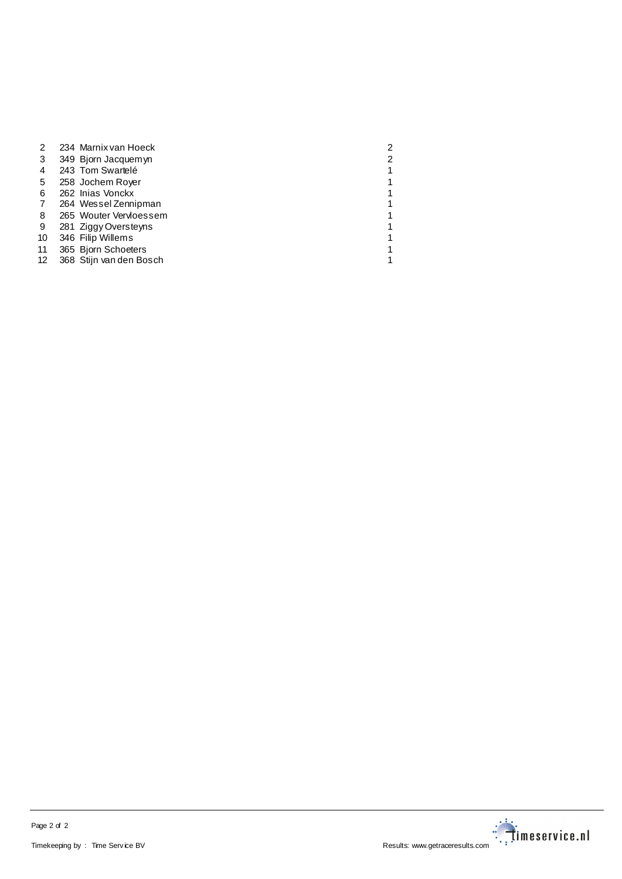| | | | |
|---|---|---|---|
| 2 | 234 | Marnix van Hoeck | 2 |
| 3 | 349 | Bjorn Jacquemyn | 2 |
| 4 | 243 | Tom Swartelé | 1 |
| 5 | 258 | Jochem Royer | 1 |
| 6 | 262 | Inias Vonckx | 1 |
| 7 | 264 | Wessel Zennipman | 1 |
| 8 | 265 | Wouter Vervloessem | 1 |
| 9 | 281 | Ziggy Oversteyns | 1 |
| 10 | 346 | Filip Willems | 1 |
| 11 | 365 | Bjorn Schoeters | 1 |
| 12 | 368 | Stijn van den Bosch | 1 |

Timekeeping by : Time Service BV

Results: www.getraceresults.com

timeservice.nl